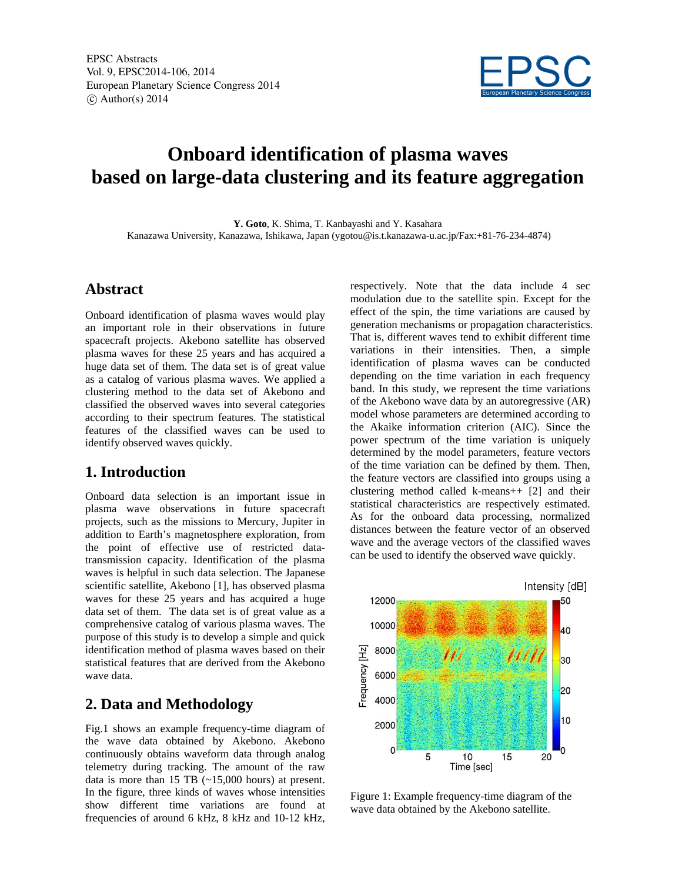EPSC Abstracts
Vol. 9, EPSC2014-106, 2014
European Planetary Science Congress 2014
© Author(s) 2014

# Onboard identification of plasma waves based on large-data clustering and its feature aggregation

**Y. Goto**, K. Shima, T. Kanbayashi and Y. Kasahara
Kanazawa University, Kanazawa, Ishikawa, Japan (ygotou@is.t.kanazawa-u.ac.jp/Fax:+81-76-234-4874)

## Abstract

Onboard identification of plasma waves would play an important role in their observations in future spacecraft projects. Akebono satellite has observed plasma waves for these 25 years and has acquired a huge data set of them. The data set is of great value as a catalog of various plasma waves. We applied a clustering method to the data set of Akebono and classified the observed waves into several categories according to their spectrum features. The statistical features of the classified waves can be used to identify observed waves quickly.

## 1. Introduction

Onboard data selection is an important issue in plasma wave observations in future spacecraft projects, such as the missions to Mercury, Jupiter in addition to Earth's magnetosphere exploration, from the point of effective use of restricted data-transmission capacity. Identification of the plasma waves is helpful in such data selection. The Japanese scientific satellite, Akebono [1], has observed plasma waves for these 25 years and has acquired a huge data set of them. The data set is of great value as a comprehensive catalog of various plasma waves. The purpose of this study is to develop a simple and quick identification method of plasma waves based on their statistical features that are derived from the Akebono wave data.

## 2. Data and Methodology

Fig.1 shows an example frequency-time diagram of the wave data obtained by Akebono. Akebono continuously obtains waveform data through analog telemetry during tracking. The amount of the raw data is more than 15 TB (~15,000 hours) at present. In the figure, three kinds of waves whose intensities show different time variations are found at frequencies of around 6 kHz, 8 kHz and 10-12 kHz, respectively. Note that the data include 4 sec modulation due to the satellite spin. Except for the effect of the spin, the time variations are caused by generation mechanisms or propagation characteristics. That is, different waves tend to exhibit different time variations in their intensities. Then, a simple identification of plasma waves can be conducted depending on the time variation in each frequency band. In this study, we represent the time variations of the Akebono wave data by an autoregressive (AR) model whose parameters are determined according to the Akaike information criterion (AIC). Since the power spectrum of the time variation is uniquely determined by the model parameters, feature vectors of the time variation can be defined by them. Then, the feature vectors are classified into groups using a clustering method called k-means++ [2] and their statistical characteristics are respectively estimated. As for the onboard data processing, normalized distances between the feature vector of an observed wave and the average vectors of the classified waves can be used to identify the observed wave quickly.

Figure 1: Example frequency-time diagram of the wave data obtained by the Akebono satellite.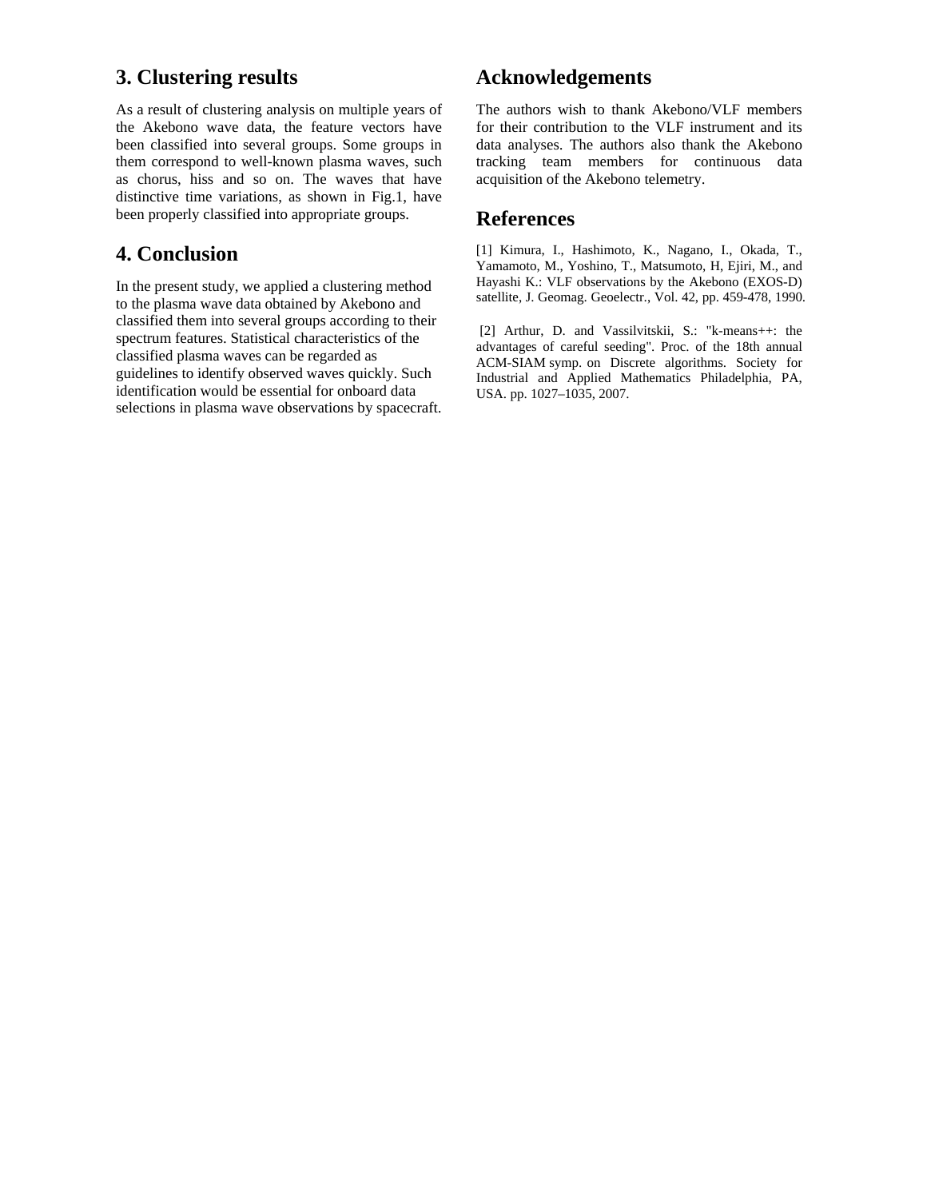## 3. Clustering results

As a result of clustering analysis on multiple years of the Akebono wave data, the feature vectors have been classified into several groups. Some groups in them correspond to well-known plasma waves, such as chorus, hiss and so on. The waves that have distinctive time variations, as shown in Fig.1, have been properly classified into appropriate groups.

## 4. Conclusion

In the present study, we applied a clustering method to the plasma wave data obtained by Akebono and classified them into several groups according to their spectrum features. Statistical characteristics of the classified plasma waves can be regarded as guidelines to identify observed waves quickly. Such identification would be essential for onboard data selections in plasma wave observations by spacecraft.

## Acknowledgements

The authors wish to thank Akebono/VLF members for their contribution to the VLF instrument and its data analyses. The authors also thank the Akebono tracking team members for continuous data acquisition of the Akebono telemetry.

## References

[1] Kimura, I., Hashimoto, K., Nagano, I., Okada, T., Yamamoto, M., Yoshino, T., Matsumoto, H, Ejiri, M., and Hayashi K.: VLF observations by the Akebono (EXOS-D) satellite, J. Geomag. Geoelectr., Vol. 42, pp. 459-478, 1990.

[2] Arthur, D. and Vassilvitskii, S.: "k-means++: the advantages of careful seeding". Proc. of the 18th annual ACM-SIAM symp. on Discrete algorithms. Society for Industrial and Applied Mathematics Philadelphia, PA, USA. pp. 1027–1035, 2007.